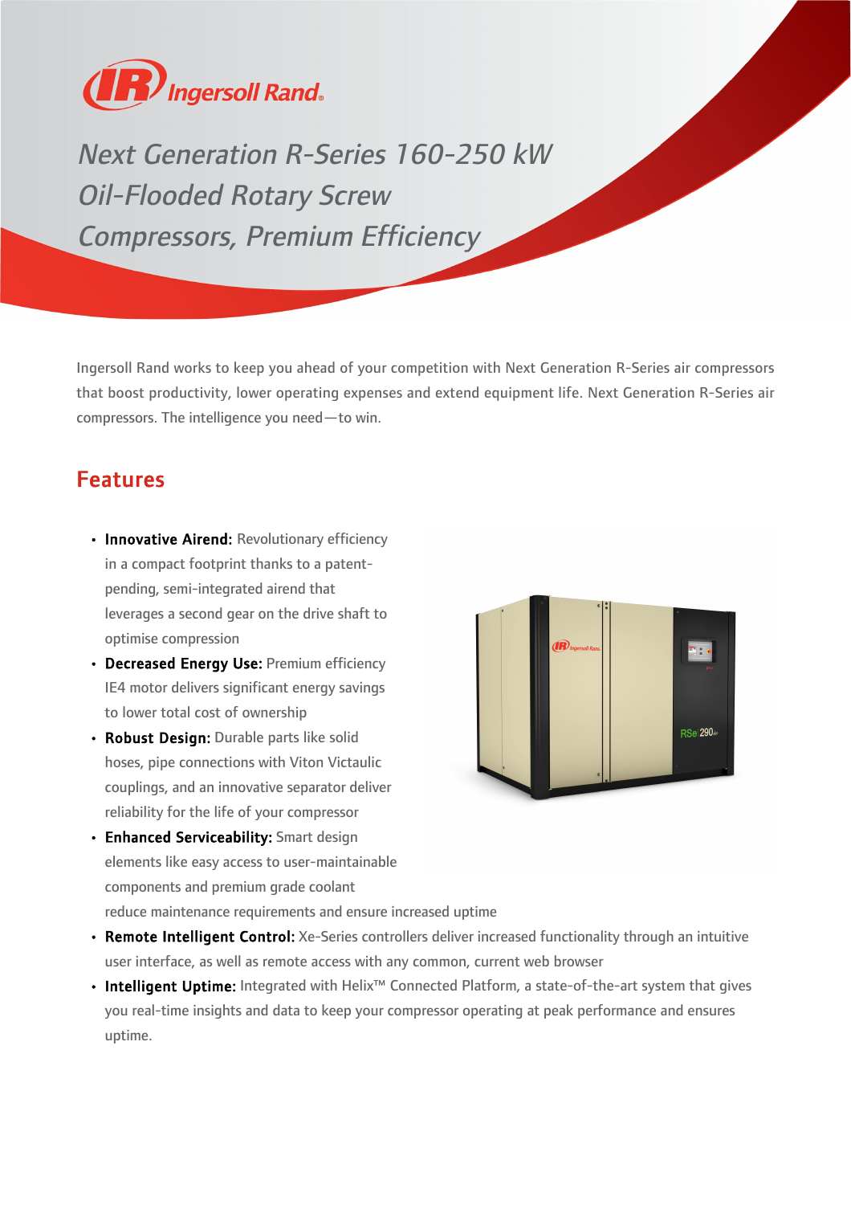# Next Generation R-Series 160-250 kW Oil-Flooded Rotary Screw Compressors, Premium Efficiency

Ingersoll Rand works to keep you ahead of your competition with Next Generation R-Series air compressors that boost productivity, lower operating expenses and extend equipment life. Next Generation R-Series air compressors. The intelligence you need—to win.

## Features

- **Innovative Airend:** Revolutionary efficiency in a compact footprint thanks to a patent-pending, semi-integrated airend that leverages a second gear on the drive shaft to optimise compression
- **Decreased Energy Use:** Premium efficiency IE4 motor delivers significant energy savings to lower total cost of ownership
- **Robust Design:** Durable parts like solid hoses, pipe connections with Viton Victaulic couplings, and an innovative separator deliver reliability for the life of your compressor
- **Enhanced Serviceability:** Smart design elements like easy access to user-maintainable components and premium grade coolant reduce maintenance requirements and ensure increased uptime
- **Remote Intelligent Control:** Xe-Series controllers deliver increased functionality through an intuitive user interface, as well as remote access with any common, current web browser
- **Intelligent Uptime:** Integrated with Helix™ Connected Platform, a state-of-the-art system that gives you real-time insights and data to keep your compressor operating at peak performance and ensures uptime.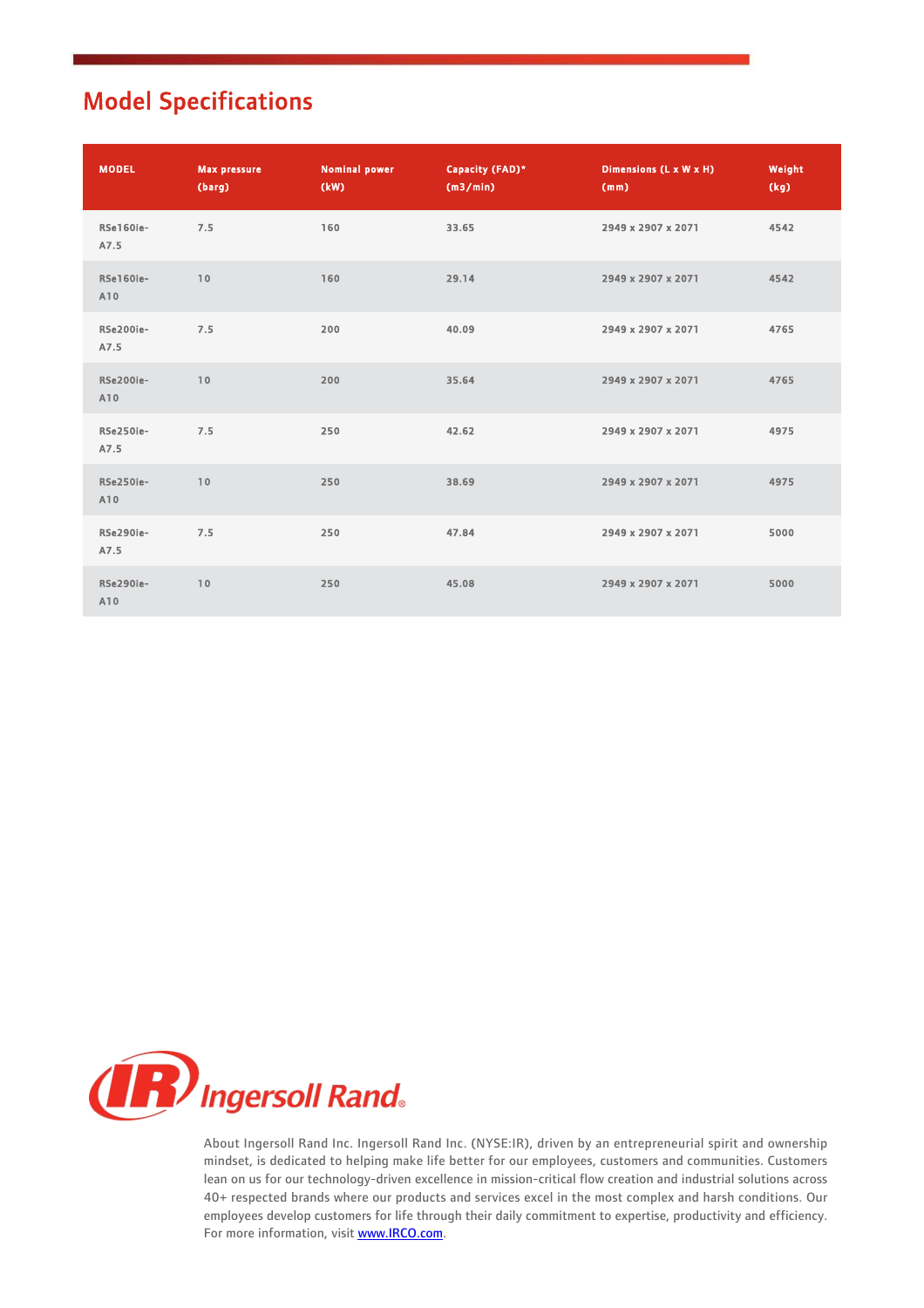## Model Specifications

| MODEL | Max pressure (barg) | Nominal power (kW) | Capacity (FAD)* (m3/min) | Dimensions (L x W x H) (mm) | Weight (kg) |
|---|---|---|---|---|---|
| RSe160ie-A7.5 | 7.5 | 160 | 33.65 | 2949 x 2907 x 2071 | 4542 |
| RSe160ie-A10 | 10 | 160 | 29.14 | 2949 x 2907 x 2071 | 4542 |
| RSe200ie-A7.5 | 7.5 | 200 | 40.09 | 2949 x 2907 x 2071 | 4765 |
| RSe200ie-A10 | 10 | 200 | 35.64 | 2949 x 2907 x 2071 | 4765 |
| RSe250ie-A7.5 | 7.5 | 250 | 42.62 | 2949 x 2907 x 2071 | 4975 |
| RSe250ie-A10 | 10 | 250 | 38.69 | 2949 x 2907 x 2071 | 4975 |
| RSe290ie-A7.5 | 7.5 | 250 | 47.84 | 2949 x 2907 x 2071 | 5000 |
| RSe290ie-A10 | 10 | 250 | 45.08 | 2949 x 2907 x 2071 | 5000 |

Ingersoll Rand

About Ingersoll Rand Inc. Ingersoll Rand Inc. (NYSE:IR), driven by an entrepreneurial spirit and ownership mindset, is dedicated to helping make life better for our employees, customers and communities. Customers lean on us for our technology-driven excellence in mission-critical flow creation and industrial solutions across 40+ respected brands where our products and services excel in the most complex and harsh conditions. Our employees develop customers for life through their daily commitment to expertise, productivity and efficiency. For more information, visit www.IRCO.com.